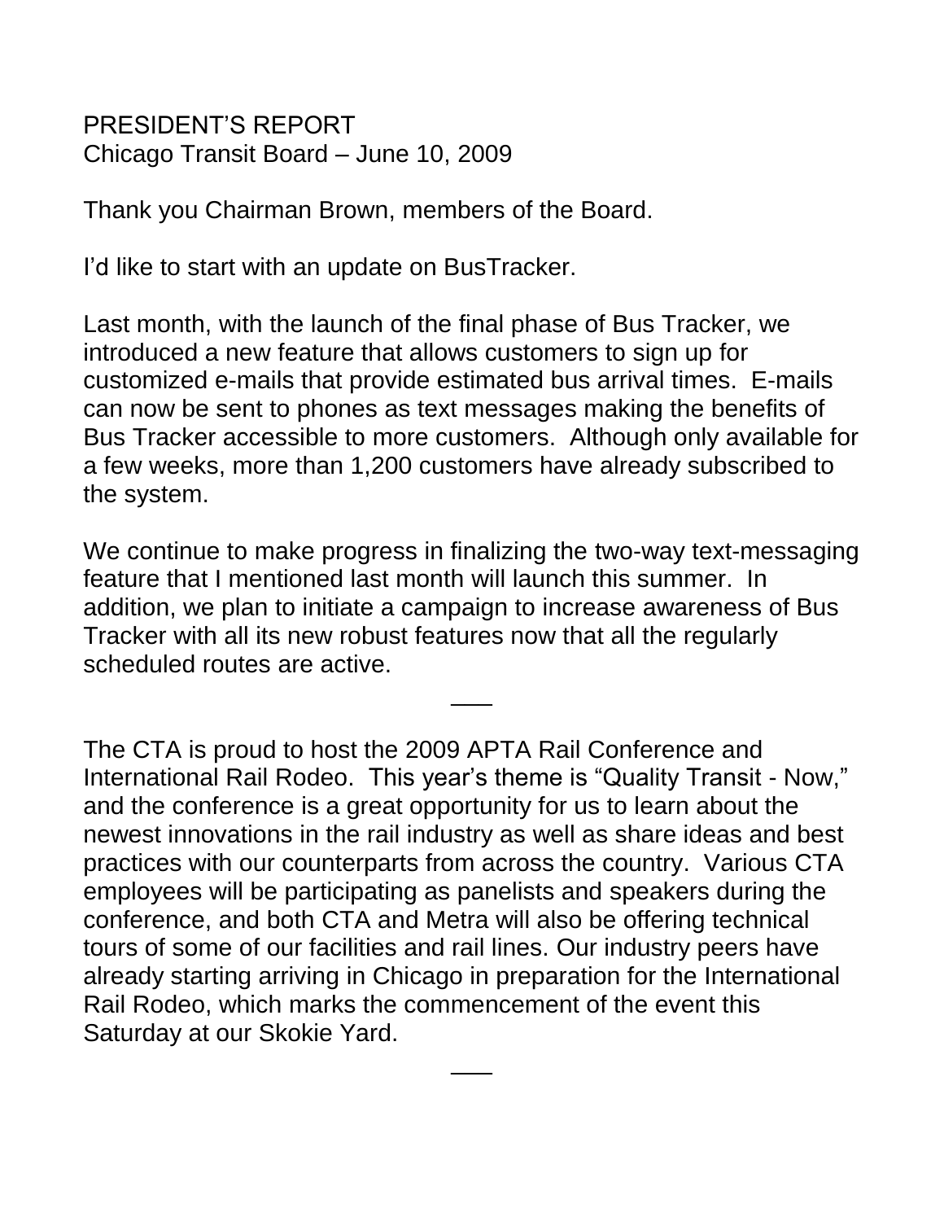PRESIDENT'S REPORT
Chicago Transit Board – June 10, 2009

Thank you Chairman Brown, members of the Board.

I'd like to start with an update on BusTracker.

Last month, with the launch of the final phase of Bus Tracker, we introduced a new feature that allows customers to sign up for customized e-mails that provide estimated bus arrival times. E-mails can now be sent to phones as text messages making the benefits of Bus Tracker accessible to more customers. Although only available for a few weeks, more than 1,200 customers have already subscribed to the system.

We continue to make progress in finalizing the two-way text-messaging feature that I mentioned last month will launch this summer. In addition, we plan to initiate a campaign to increase awareness of Bus Tracker with all its new robust features now that all the regularly scheduled routes are active.

\_\_\_

The CTA is proud to host the 2009 APTA Rail Conference and International Rail Rodeo. This year's theme is "Quality Transit - Now," and the conference is a great opportunity for us to learn about the newest innovations in the rail industry as well as share ideas and best practices with our counterparts from across the country. Various CTA employees will be participating as panelists and speakers during the conference, and both CTA and Metra will also be offering technical tours of some of our facilities and rail lines. Our industry peers have already starting arriving in Chicago in preparation for the International Rail Rodeo, which marks the commencement of the event this Saturday at our Skokie Yard.

\_\_\_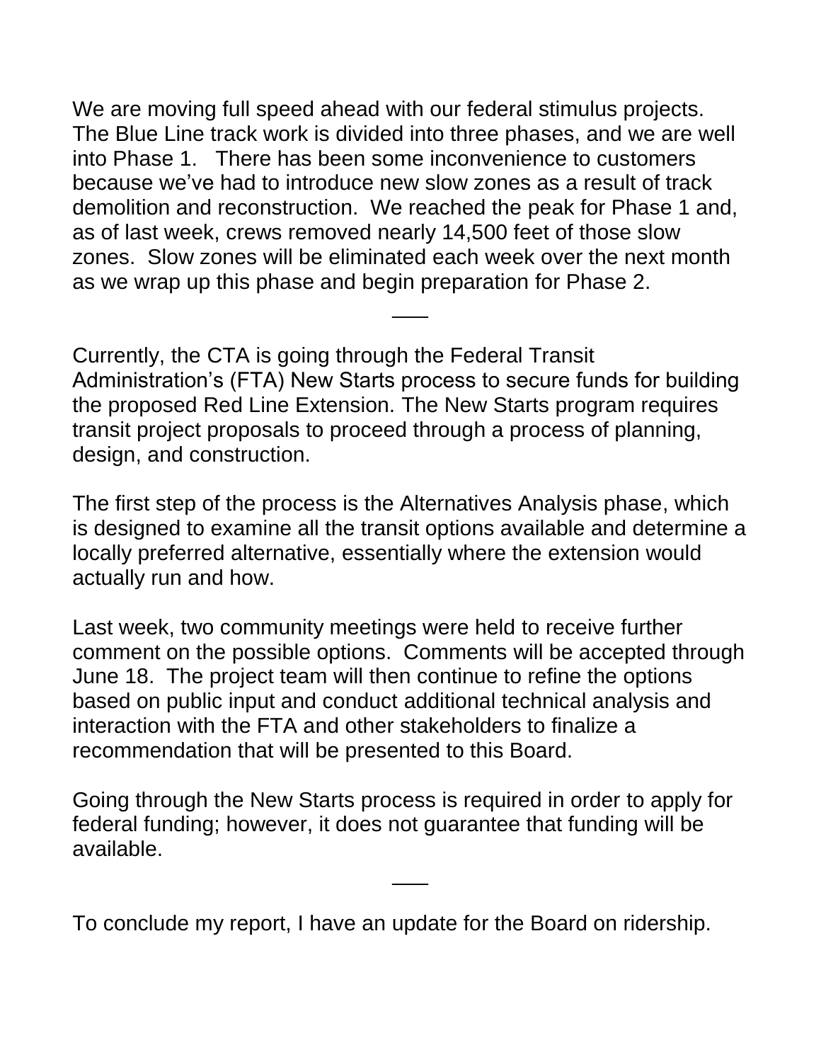We are moving full speed ahead with our federal stimulus projects. The Blue Line track work is divided into three phases, and we are well into Phase 1. There has been some inconvenience to customers because we've had to introduce new slow zones as a result of track demolition and reconstruction. We reached the peak for Phase 1 and, as of last week, crews removed nearly 14,500 feet of those slow zones. Slow zones will be eliminated each week over the next month as we wrap up this phase and begin preparation for Phase 2.

___

Currently, the CTA is going through the Federal Transit Administration's (FTA) New Starts process to secure funds for building the proposed Red Line Extension. The New Starts program requires transit project proposals to proceed through a process of planning, design, and construction.

The first step of the process is the Alternatives Analysis phase, which is designed to examine all the transit options available and determine a locally preferred alternative, essentially where the extension would actually run and how.

Last week, two community meetings were held to receive further comment on the possible options. Comments will be accepted through June 18. The project team will then continue to refine the options based on public input and conduct additional technical analysis and interaction with the FTA and other stakeholders to finalize a recommendation that will be presented to this Board.

Going through the New Starts process is required in order to apply for federal funding; however, it does not guarantee that funding will be available.

___

To conclude my report, I have an update for the Board on ridership.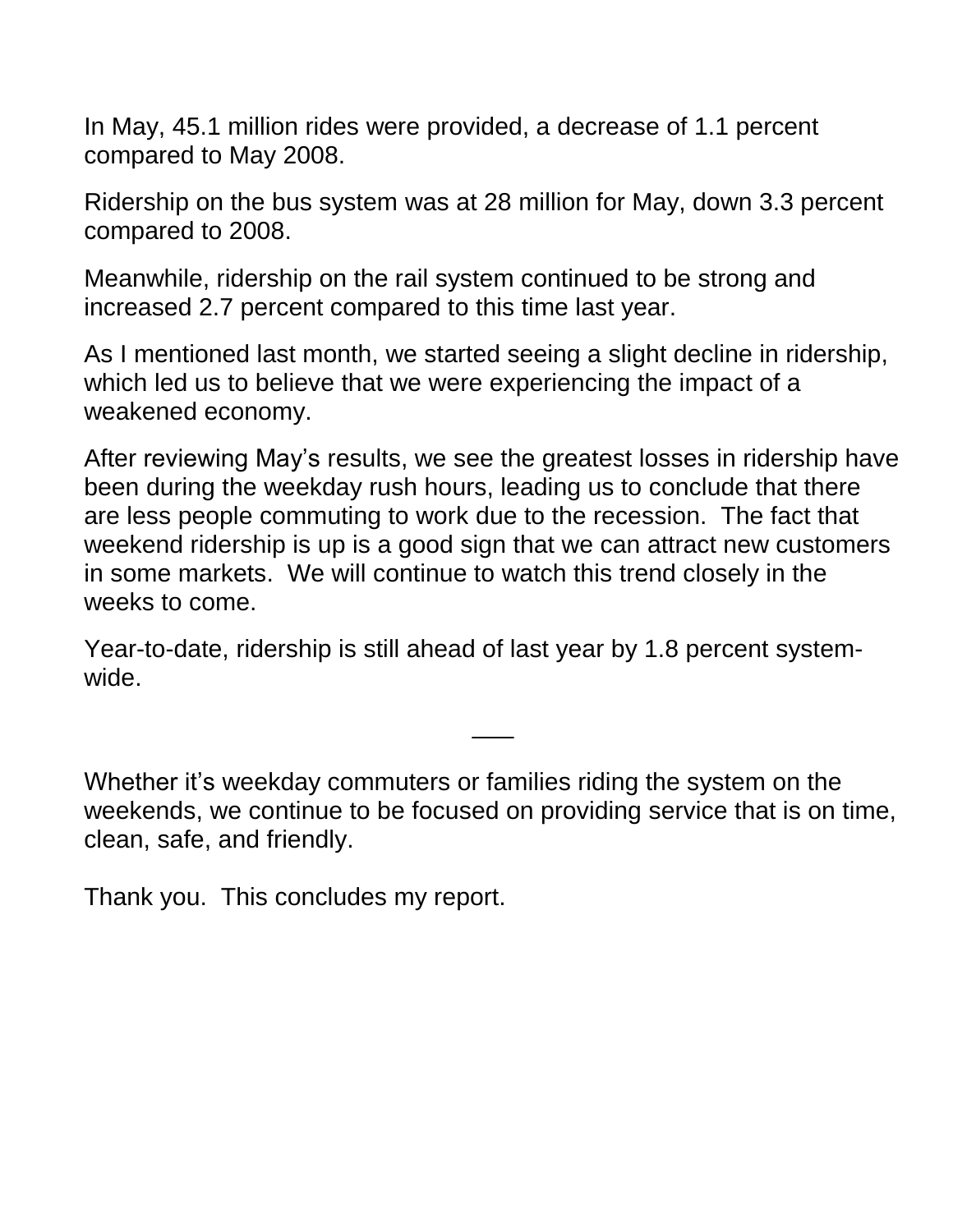In May, 45.1 million rides were provided, a decrease of 1.1 percent compared to May 2008.

Ridership on the bus system was at 28 million for May, down 3.3 percent compared to 2008.

Meanwhile, ridership on the rail system continued to be strong and increased 2.7 percent compared to this time last year.

As I mentioned last month, we started seeing a slight decline in ridership, which led us to believe that we were experiencing the impact of a weakened economy.

After reviewing May's results, we see the greatest losses in ridership have been during the weekday rush hours, leading us to conclude that there are less people commuting to work due to the recession. The fact that weekend ridership is up is a good sign that we can attract new customers in some markets. We will continue to watch this trend closely in the weeks to come.

Year-to-date, ridership is still ahead of last year by 1.8 percent system-wide.

---

Whether it's weekday commuters or families riding the system on the weekends, we continue to be focused on providing service that is on time, clean, safe, and friendly.

Thank you. This concludes my report.